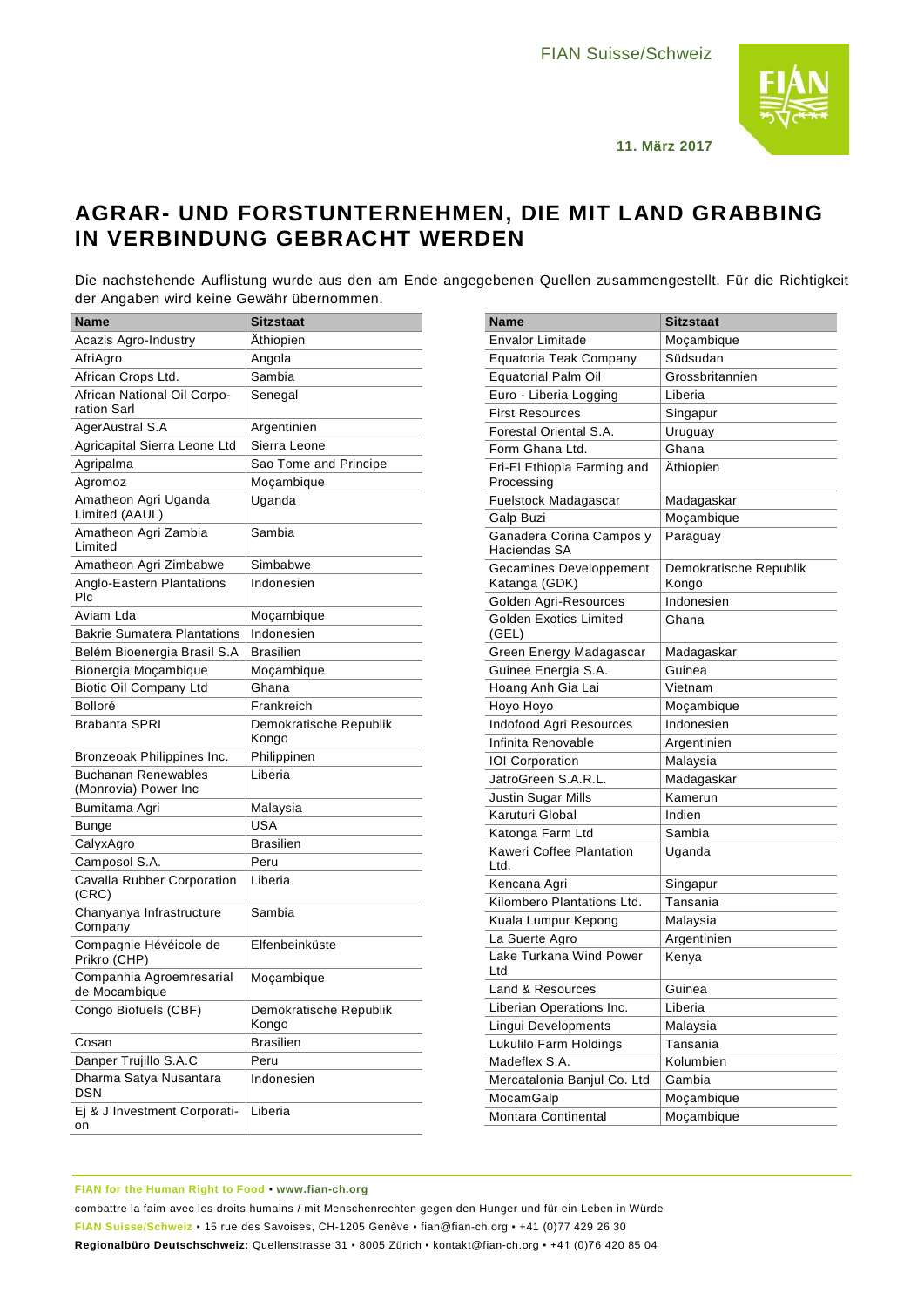FIAN Suisse/Schweiz

11. März 2017

# AGRAR- UND FORSTUNTERNEHMEN, DIE MIT LAND GRABBING IN VERBINDUNG GEBRACHT WERDEN

Die nachstehende Auflistung wurde aus den am Ende angegebenen Quellen zusammengestellt. Für die Richtigkeit der Angaben wird keine Gewähr übernommen.

| Name | Sitzstaat |
|---|---|
| Acazis Agro-Industry | Äthiopien |
| AfriAgro | Angola |
| African Crops Ltd. | Sambia |
| African National Oil Corporation Sarl | Senegal |
| AgerAustral S.A | Argentinien |
| Agricapital Sierra Leone Ltd | Sierra Leone |
| Agripalma | Sao Tome and Principe |
| Agromoz | Moçambique |
| Amatheon Agri Uganda Limited (AAUL) | Uganda |
| Amatheon Agri Zambia Limited | Sambia |
| Amatheon Agri Zimbabwe | Simbabwe |
| Anglo-Eastern Plantations Plc | Indonesien |
| Aviam Lda | Moçambique |
| Bakrie Sumatera Plantations | Indonesien |
| Belém Bioenergia Brasil S.A | Brasilien |
| Bionergia Moçambique | Moçambique |
| Biotic Oil Company Ltd | Ghana |
| Bolloré | Frankreich |
| Brabanta SPRI | Demokratische Republik Kongo |
| Bronzeoak Philippines Inc. | Philippinen |
| Buchanan Renewables (Monrovia) Power Inc | Liberia |
| Bumitama Agri | Malaysia |
| Bunge | USA |
| CalyxAgro | Brasilien |
| Camposol S.A. | Peru |
| Cavalla Rubber Corporation (CRC) | Liberia |
| Chanyanya Infrastructure Company | Sambia |
| Compagnie Hévéicole de Prikro (CHP) | Elfenbeinküste |
| Companhia Agroemresarial de Mocambique | Moçambique |
| Congo Biofuels (CBF) | Demokratische Republik Kongo |
| Cosan | Brasilien |
| Danper Trujillo S.A.C | Peru |
| Dharma Satya Nusantara DSN | Indonesien |
| Ej & J Investment Corporation | Liberia |

| Name | Sitzstaat |
|---|---|
| Envalor Limitade | Moçambique |
| Equatoria Teak Company | Südsudan |
| Equatorial Palm Oil | Grossbritannien |
| Euro - Liberia Logging | Liberia |
| First Resources | Singapur |
| Forestal Oriental S.A. | Uruguay |
| Form Ghana Ltd. | Ghana |
| Fri-El Ethiopia Farming and Processing | Äthiopien |
| Fuelstock Madagascar | Madagaskar |
| Galp Buzi | Moçambique |
| Ganadera Corina Campos y Haciendas SA | Paraguay |
| Gecamines Developpement Katanga (GDK) | Demokratische Republik Kongo |
| Golden Agri-Resources | Indonesien |
| Golden Exotics Limited (GEL) | Ghana |
| Green Energy Madagascar | Madagaskar |
| Guinee Energia S.A. | Guinea |
| Hoang Anh Gia Lai | Vietnam |
| Hoyo Hoyo | Moçambique |
| Indofood Agri Resources | Indonesien |
| Infinita Renovable | Argentinien |
| IOI Corporation | Malaysia |
| JatroGreen S.A.R.L. | Madagaskar |
| Justin Sugar Mills | Kamerun |
| Karuturi Global | Indien |
| Katonga Farm Ltd | Sambia |
| Kaweri Coffee Plantation Ltd. | Uganda |
| Kencana Agri | Singapur |
| Kilombero Plantations Ltd. | Tansania |
| Kuala Lumpur Kepong | Malaysia |
| La Suerte Agro | Argentinien |
| Lake Turkana Wind Power Ltd | Kenya |
| Land & Resources | Guinea |
| Liberian Operations Inc. | Liberia |
| Lingui Developments | Malaysia |
| Lukulilo Farm Holdings | Tansania |
| Madeflex S.A. | Kolumbien |
| Mercatalonia Banjul Co. Ltd | Gambia |
| MocamGalp | Moçambique |
| Montara Continental | Moçambique |

**FIAN for the Human Right to Food** ▪ **www.fian-ch.org**

combattre la faim avec les droits humains / mit Menschenrechten gegen den Hunger und für ein Leben in Würde

**FIAN Suisse/Schweiz** ▪ 15 rue des Savoises, CH-1205 Genève ▪ fian@fian-ch.org ▪ +41 (0)77 429 26 30

**Regionalbüro Deutschschweiz:** Quellenstrasse 31 ▪ 8005 Zürich ▪ kontakt@fian-ch.org ▪ +41 (0)76 420 85 04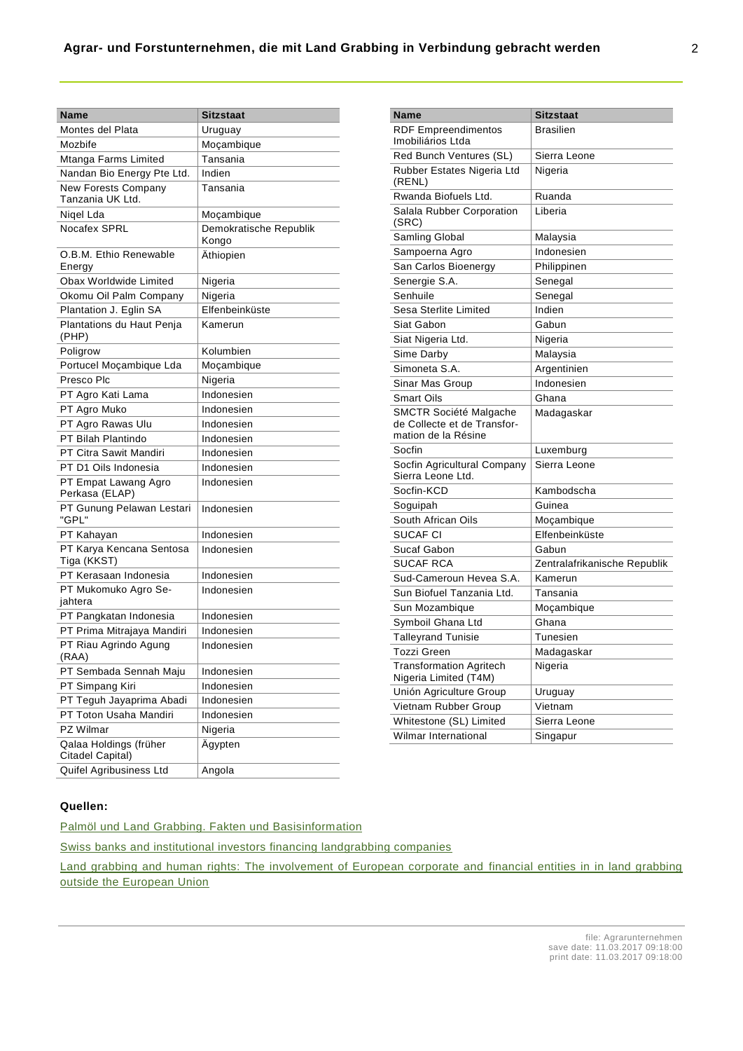| Name | Sitzstaat |
|---|---|
| Montes del Plata | Uruguay |
| Mozbife | Moçambique |
| Mtanga Farms Limited | Tansania |
| Nandan Bio Energy Pte Ltd. | Indien |
| New Forests Company Tanzania UK Ltd. | Tansania |
| Niqel Lda | Moçambique |
| Nocafex SPRL | Demokratische Republik Kongo |
| O.B.M. Ethio Renewable Energy | Äthiopien |
| Obax Worldwide Limited | Nigeria |
| Okomu Oil Palm Company | Nigeria |
| Plantation J. Eglin SA | Elfenbeinküste |
| Plantations du Haut Penja (PHP) | Kamerun |
| Poligrow | Kolumbien |
| Portucel Moçambique Lda | Moçambique |
| Presco Plc | Nigeria |
| PT Agro Kati Lama | Indonesien |
| PT Agro Muko | Indonesien |
| PT Agro Rawas Ulu | Indonesien |
| PT Bilah Plantindo | Indonesien |
| PT Citra Sawit Mandiri | Indonesien |
| PT D1 Oils Indonesia | Indonesien |
| PT Empat Lawang Agro Perkasa (ELAP) | Indonesien |
| PT Gunung Pelawan Lestari "GPL" | Indonesien |
| PT Kahayan | Indonesien |
| PT Karya Kencana Sentosa Tiga (KKST) | Indonesien |
| PT Kerasaan Indonesia | Indonesien |
| PT Mukomuko Agro Sejahtera | Indonesien |
| PT Pangkatan Indonesia | Indonesien |
| PT Prima Mitrajaya Mandiri | Indonesien |
| PT Riau Agrindo Agung (RAA) | Indonesien |
| PT Sembada Sennah Maju | Indonesien |
| PT Simpang Kiri | Indonesien |
| PT Teguh Jayaprima Abadi | Indonesien |
| PT Toton Usaha Mandiri | Indonesien |
| PZ Wilmar | Nigeria |
| Qalaa Holdings (früher Citadel Capital) | Ägypten |
| Quifel Agribusiness Ltd | Angola |

| Name | Sitzstaat |
|---|---|
| RDF Empreendimentos Imobiliários Ltda | Brasilien |
| Red Bunch Ventures (SL) | Sierra Leone |
| Rubber Estates Nigeria Ltd (RENL) | Nigeria |
| Rwanda Biofuels Ltd. | Ruanda |
| Salala Rubber Corporation (SRC) | Liberia |
| Samling Global | Malaysia |
| Sampoerna Agro | Indonesien |
| San Carlos Bioenergy | Philippinen |
| Senergie S.A. | Senegal |
| Senhuile | Senegal |
| Sesa Sterlite Limited | Indien |
| Siat Gabon | Gabun |
| Siat Nigeria Ltd. | Nigeria |
| Sime Darby | Malaysia |
| Simoneta S.A. | Argentinien |
| Sinar Mas Group | Indonesien |
| Smart Oils | Ghana |
| SMCTR Société Malgache de Collecte et de Transformation de la Résine | Madagaskar |
| Socfin | Luxemburg |
| Socfin Agricultural Company Sierra Leone Ltd. | Sierra Leone |
| Socfin-KCD | Kambodscha |
| Soguipah | Guinea |
| South African Oils | Moçambique |
| SUCAF CI | Elfenbeinküste |
| Sucaf Gabon | Gabun |
| SUCAF RCA | Zentralafrikanische Republik |
| Sud-Cameroun Hevea S.A. | Kamerun |
| Sun Biofuel Tanzania Ltd. | Tansania |
| Sun Mozambique | Moçambique |
| Symboil Ghana Ltd | Ghana |
| Talleyrand Tunisie | Tunesien |
| Tozzi Green | Madagaskar |
| Transformation Agritech Nigeria Limited (T4M) | Nigeria |
| Unión Agriculture Group | Uruguay |
| Vietnam Rubber Group | Vietnam |
| Whitestone (SL) Limited | Sierra Leone |
| Wilmar International | Singapur |

**Quellen:**

Palmöl und Land Grabbing. Fakten und Basisinformation

Swiss banks and institutional investors financing landgrabbing companies

Land grabbing and human rights: The involvement of European corporate and financial entities in in land grabbing outside the European Union